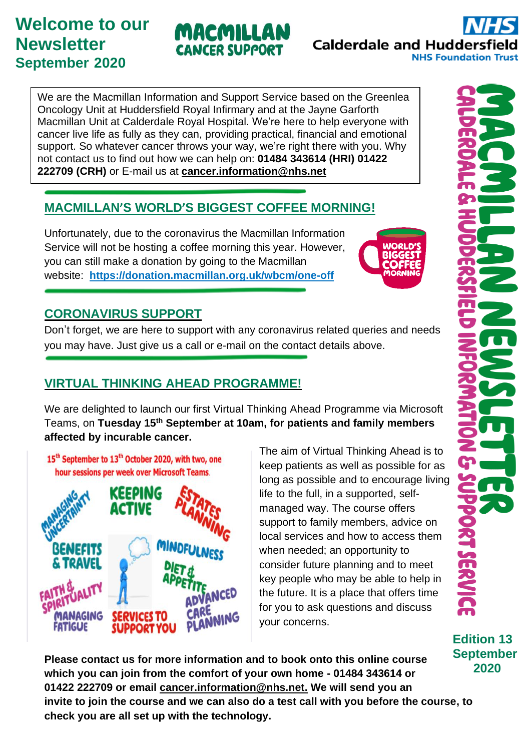# Welcome to our Newsletter September 2020

MACMILLAN CANCER SUPPORT

NHS Calderdale and Huddersfield NHS Foundation Trust

MACMILLAN NEWSLETTER — CALDERDALE & HUDDERSFIELD INFORMATION & SUPPORT SERVICE

We are the Macmillan Information and Support Service based on the Greenlea Oncology Unit at Huddersfield Royal Infirmary and at the Jayne Garforth Macmillan Unit at Calderdale Royal Hospital. We're here to help everyone with cancer live life as fully as they can, providing practical, financial and emotional support. So whatever cancer throws your way, we're right there with you. Why not contact us to find out how we can help on: **01484 343614 (HRI) 01422 222709 (CRH)** or E-mail us at **cancer.information@nhs.net**

## MACMILLAN'S WORLD'S BIGGEST COFFEE MORNING!

Unfortunately, due to the coronavirus the Macmillan Information Service will not be hosting a coffee morning this year. However, you can still make a donation by going to the Macmillan website: **https://donation.macmillan.org.uk/wbcm/one-off**

## CORONAVIRUS SUPPORT

Don't forget, we are here to support with any coronavirus related queries and needs you may have. Just give us a call or e-mail on the contact details above.

## VIRTUAL THINKING AHEAD PROGRAMME!

We are delighted to launch our first Virtual Thinking Ahead Programme via Microsoft Teams, on **Tuesday 15th September at 10am, for patients and family members affected by incurable cancer.**

15th September to 13th October 2020, with two, one hour sessions per week over Microsoft Teams.

Managing Uncertainty, Keeping Active, Estates Planning, Benefits & Travel, Mindfulness, Diet & Appetite, Faith & Spirituality, Advanced Care Planning, Managing Fatigue, Services to Support You

The aim of Virtual Thinking Ahead is to keep patients as well as possible for as long as possible and to encourage living life to the full, in a supported, self-managed way. The course offers support to family members, advice on local services and how to access them when needed; an opportunity to consider future planning and to meet key people who may be able to help in the future. It is a place that offers time for you to ask questions and discuss your concerns.

**Please contact us for more information and to book onto this online course which you can join from the comfort of your own home - 01484 343614 or 01422 222709 or email cancer.information@nhs.net. We will send you an invite to join the course and we can also do a test call with you before the course, to check you are all set up with the technology.**

Edition 13 September 2020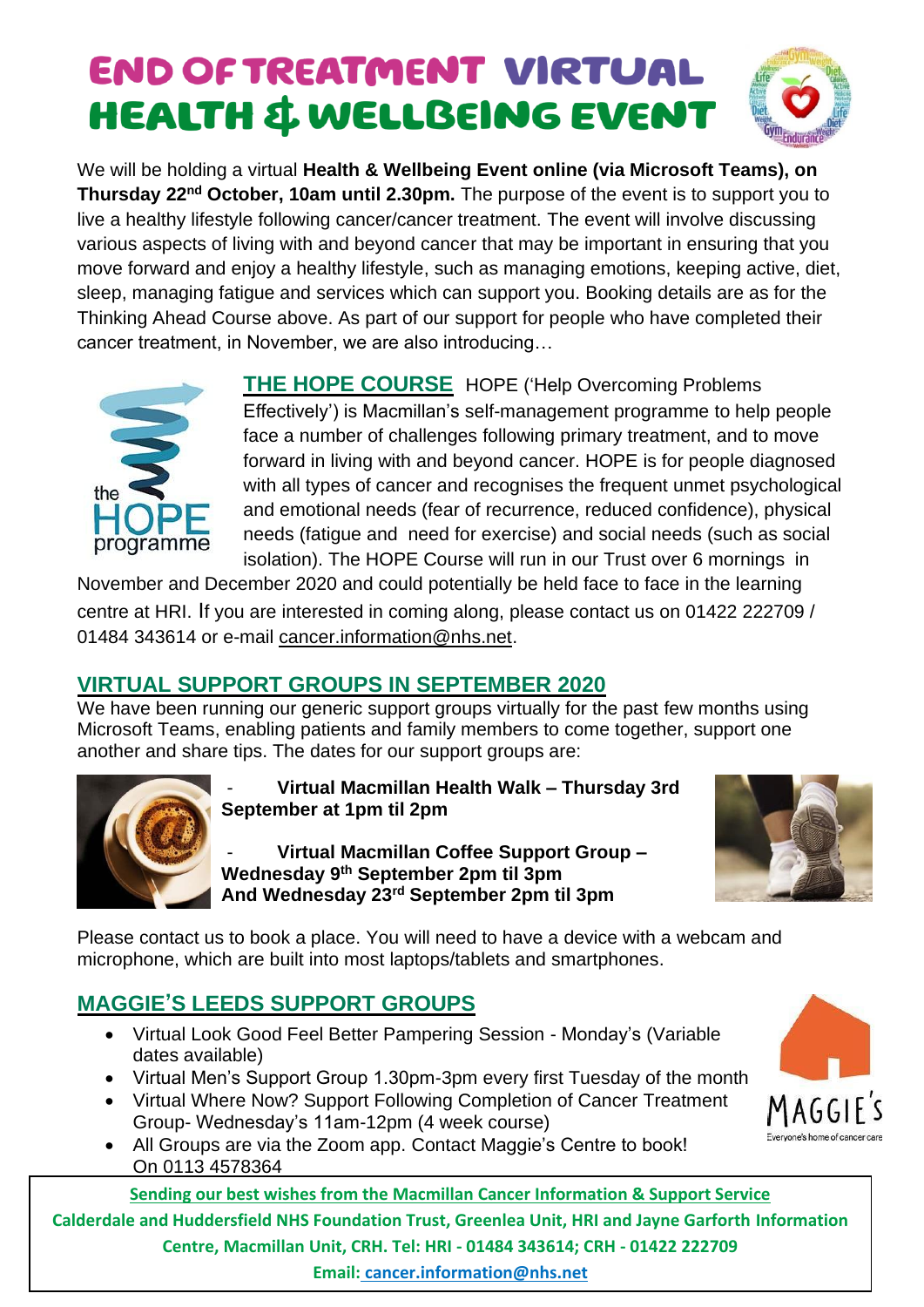# END OF TREATMENT VIRTUAL HEALTH & WELLBEING EVENT

We will be holding a virtual **Health & Wellbeing Event online (via Microsoft Teams), on Thursday 22nd October, 10am until 2.30pm.** The purpose of the event is to support you to live a healthy lifestyle following cancer/cancer treatment. The event will involve discussing various aspects of living with and beyond cancer that may be important in ensuring that you move forward and enjoy a healthy lifestyle, such as managing emotions, keeping active, diet, sleep, managing fatigue and services which can support you. Booking details are as for the Thinking Ahead Course above. As part of our support for people who have completed their cancer treatment, in November, we are also introducing…

**THE HOPE COURSE** HOPE ('Help Overcoming Problems Effectively') is Macmillan's self-management programme to help people face a number of challenges following primary treatment, and to move forward in living with and beyond cancer. HOPE is for people diagnosed with all types of cancer and recognises the frequent unmet psychological and emotional needs (fear of recurrence, reduced confidence), physical needs (fatigue and need for exercise) and social needs (such as social isolation). The HOPE Course will run in our Trust over 6 mornings in November and December 2020 and could potentially be held face to face in the learning centre at HRI. If you are interested in coming along, please contact us on 01422 222709 / 01484 343614 or e-mail cancer.information@nhs.net.

## VIRTUAL SUPPORT GROUPS IN SEPTEMBER 2020

We have been running our generic support groups virtually for the past few months using Microsoft Teams, enabling patients and family members to come together, support one another and share tips. The dates for our support groups are:

- **Virtual Macmillan Health Walk – Thursday 3rd September at 1pm til 2pm**
- **Virtual Macmillan Coffee Support Group – Wednesday 9th September 2pm til 3pm And Wednesday 23rd September 2pm til 3pm**

Please contact us to book a place. You will need to have a device with a webcam and microphone, which are built into most laptops/tablets and smartphones.

## MAGGIE'S LEEDS SUPPORT GROUPS

- Virtual Look Good Feel Better Pampering Session - Monday's (Variable dates available)
- Virtual Men's Support Group 1.30pm-3pm every first Tuesday of the month
- Virtual Where Now? Support Following Completion of Cancer Treatment Group- Wednesday's 11am-12pm (4 week course)
- All Groups are via the Zoom app. Contact Maggie's Centre to book! On 0113 4578364

MAGGIE'S
Everyone's home of cancer care

**Sending our best wishes from the Macmillan Cancer Information & Support Service**
**Calderdale and Huddersfield NHS Foundation Trust, Greenlea Unit, HRI and Jayne Garforth Information Centre, Macmillan Unit, CRH. Tel: HRI - 01484 343614; CRH - 01422 222709**
**Email: cancer.information@nhs.net**